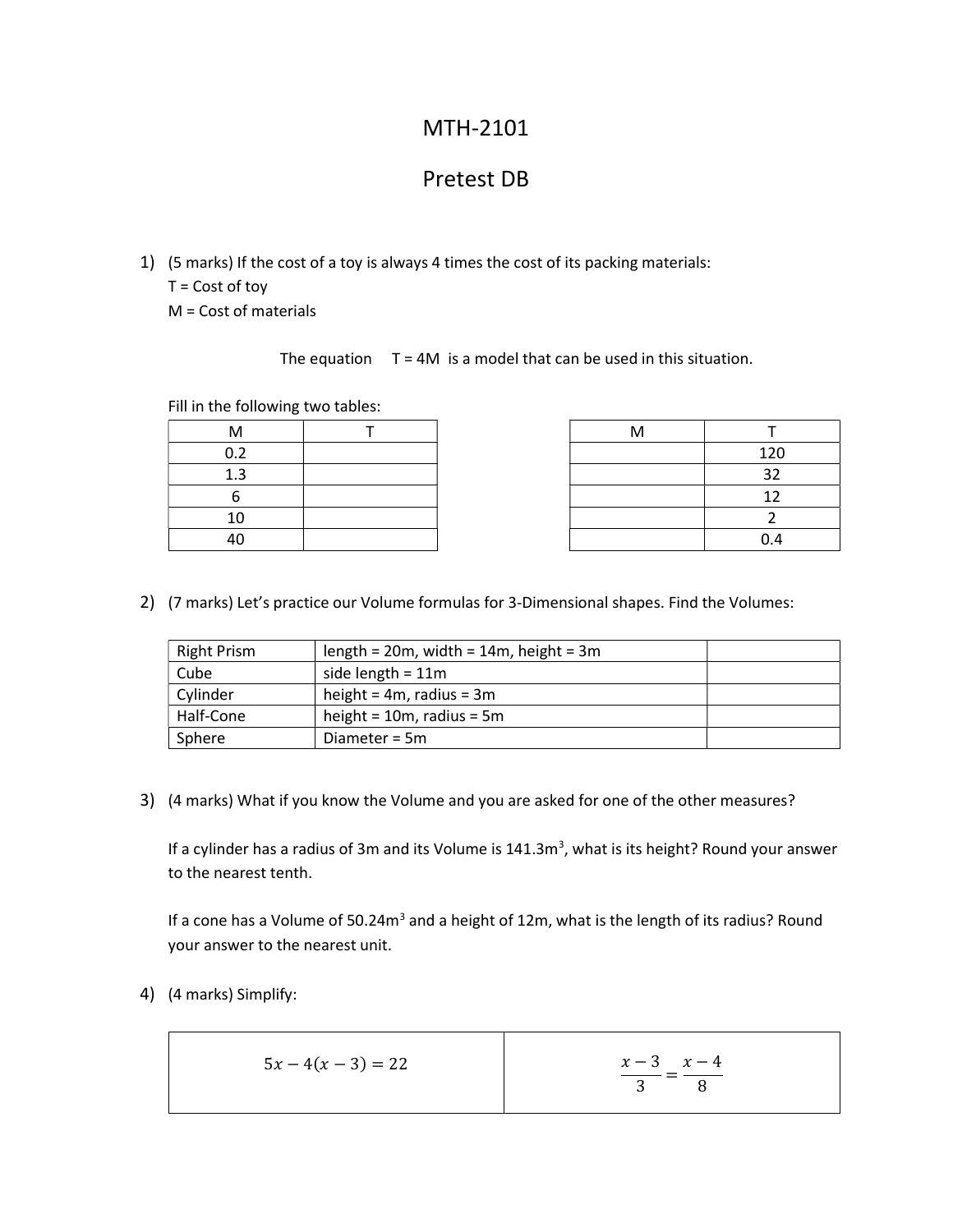# MTH-2101

## Pretest DB

1) (5 marks) If the cost of a toy is always 4 times the cost of its packing materials:
   T = Cost of toy
   M = Cost of materials

   The equation $T = 4M$ is a model that can be used in this situation.

   Fill in the following two tables:

| M | T |
|---|---|
| 0.2 | |
| 1.3 | |
| 6 | |
| 10 | |
| 40 | |

| M | T |
|---|---|
| | 120 |
| | 32 |
| | 12 |
| | 2 |
| | 0.4 |

2) (7 marks) Let's practice our Volume formulas for 3-Dimensional shapes. Find the Volumes:

| | | |
|---|---|---|
| Right Prism | length = 20m, width = 14m, height = 3m | |
| Cube | side length = 11m | |
| Cylinder | height = 4m, radius = 3m | |
| Half-Cone | height = 10m, radius = 5m | |
| Sphere | Diameter = 5m | |

3) (4 marks) What if you know the Volume and you are asked for one of the other measures?

   If a cylinder has a radius of 3m and its Volume is 141.3m$^3$, what is its height? Round your answer to the nearest tenth.

   If a cone has a Volume of 50.24m$^3$ and a height of 12m, what is the length of its radius? Round your answer to the nearest unit.

4) (4 marks) Simplify:

| | |
|---|---|
| $5x - 4(x - 3) = 22$ | $\frac{x-3}{3} = \frac{x-4}{8}$ |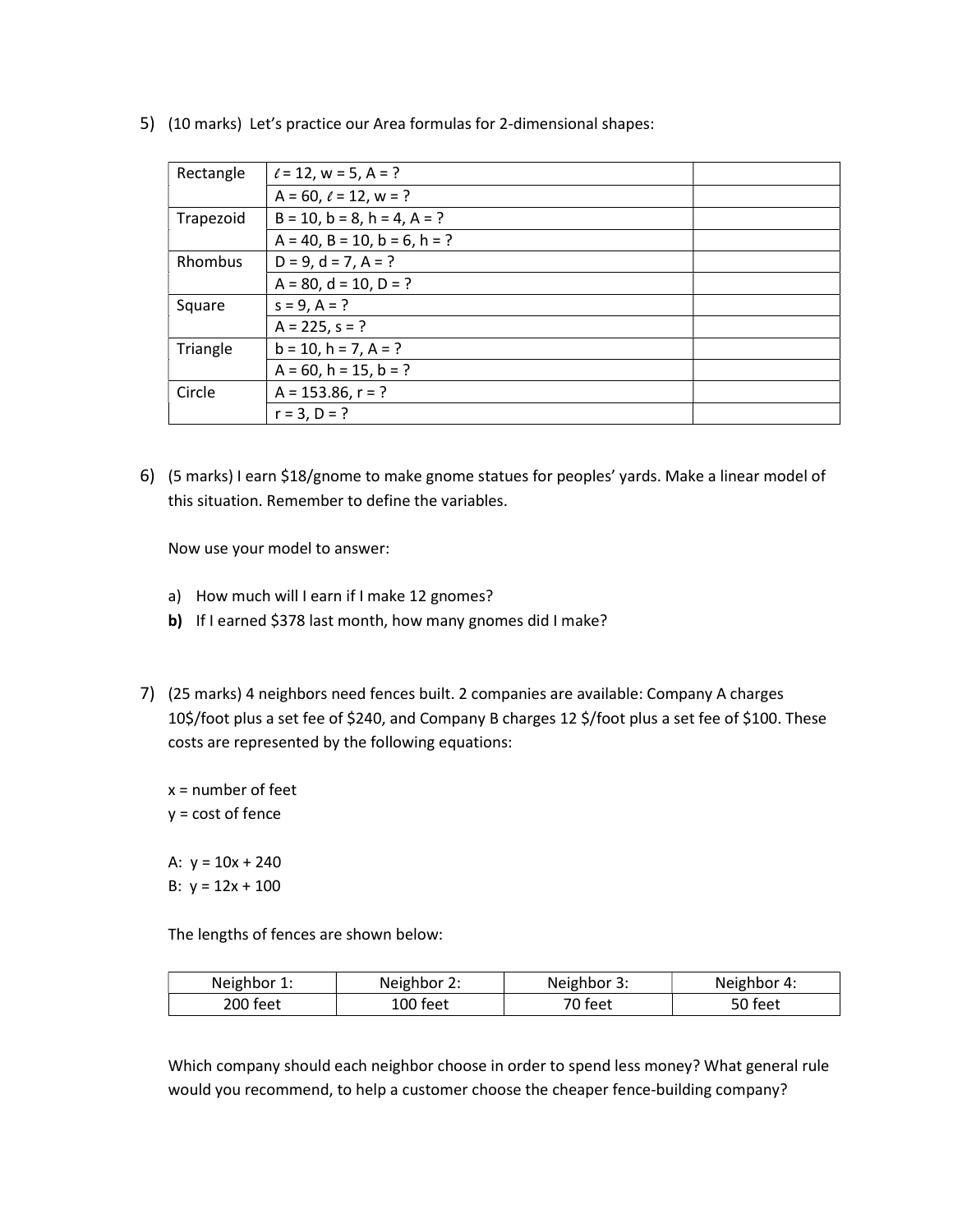5) (10 marks) Let's practice our Area formulas for 2-dimensional shapes:

| | | |
|---|---|---|
| Rectangle | $\ell = 12$, $w = 5$, $A = ?$ | |
| | $A = 60$, $\ell = 12$, $w = ?$ | |
| Trapezoid | $B = 10$, $b = 8$, $h = 4$, $A = ?$ | |
| | $A = 40$, $B = 10$, $b = 6$, $h = ?$ | |
| Rhombus | $D = 9$, $d = 7$, $A = ?$ | |
| | $A = 80$, $d = 10$, $D = ?$ | |
| Square | $s = 9$, $A = ?$ | |
| | $A = 225$, $s = ?$ | |
| Triangle | $b = 10$, $h = 7$, $A = ?$ | |
| | $A = 60$, $h = 15$, $b = ?$ | |
| Circle | $A = 153.86$, $r = ?$ | |
| | $r = 3$, $D = ?$ | |

6) (5 marks) I earn $18/gnome to make gnome statues for peoples' yards. Make a linear model of this situation. Remember to define the variables.

Now use your model to answer:

a) How much will I earn if I make 12 gnomes?

**b)** If I earned $378 last month, how many gnomes did I make?

7) (25 marks) 4 neighbors need fences built. 2 companies are available: Company A charges 10$/foot plus a set fee of $240, and Company B charges 12 $/foot plus a set fee of $100. These costs are represented by the following equations:

x = number of feet
y = cost of fence

A: $y = 10x + 240$
B: $y = 12x + 100$

The lengths of fences are shown below:

| Neighbor 1: | Neighbor 2: | Neighbor 3: | Neighbor 4: |
|---|---|---|---|
| 200 feet | 100 feet | 70 feet | 50 feet |

Which company should each neighbor choose in order to spend less money? What general rule would you recommend, to help a customer choose the cheaper fence-building company?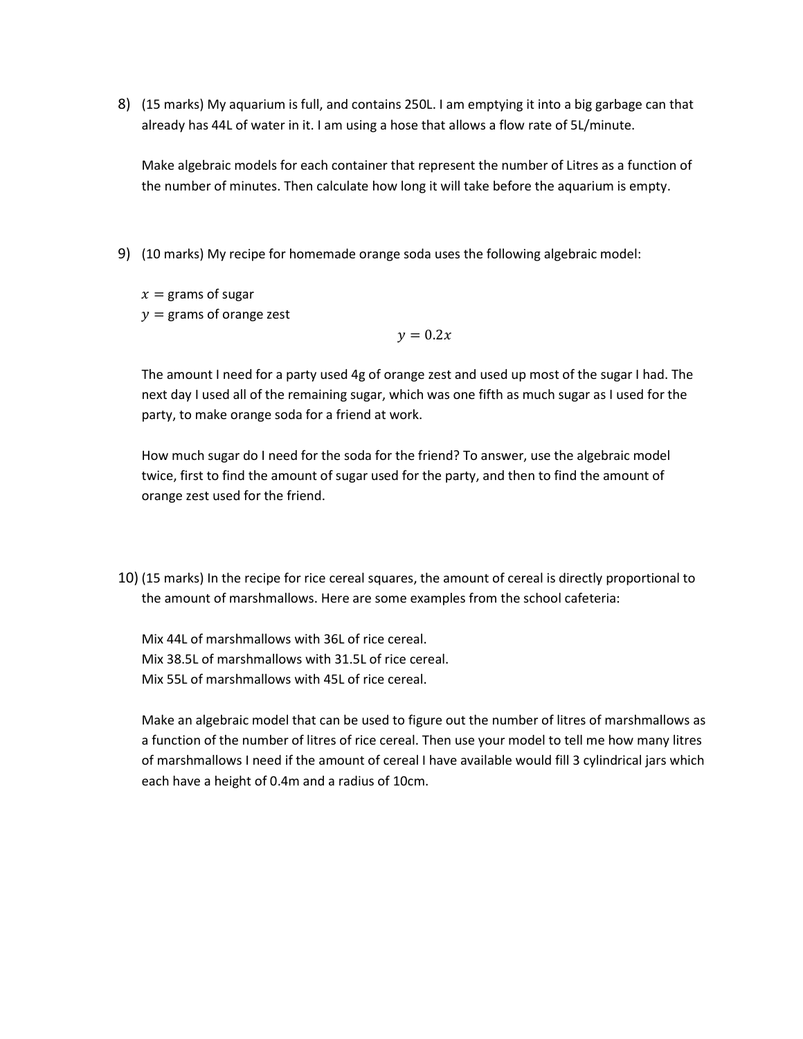8) (15 marks) My aquarium is full, and contains 250L. I am emptying it into a big garbage can that already has 44L of water in it. I am using a hose that allows a flow rate of 5L/minute.

   Make algebraic models for each container that represent the number of Litres as a function of the number of minutes. Then calculate how long it will take before the aquarium is empty.

9) (10 marks) My recipe for homemade orange soda uses the following algebraic model:

   $x$ = grams of sugar
   $y$ = grams of orange zest

$$y = 0.2x$$

   The amount I need for a party used 4g of orange zest and used up most of the sugar I had. The next day I used all of the remaining sugar, which was one fifth as much sugar as I used for the party, to make orange soda for a friend at work.

   How much sugar do I need for the soda for the friend? To answer, use the algebraic model twice, first to find the amount of sugar used for the party, and then to find the amount of orange zest used for the friend.

10) (15 marks) In the recipe for rice cereal squares, the amount of cereal is directly proportional to the amount of marshmallows. Here are some examples from the school cafeteria:

   Mix 44L of marshmallows with 36L of rice cereal.
   Mix 38.5L of marshmallows with 31.5L of rice cereal.
   Mix 55L of marshmallows with 45L of rice cereal.

   Make an algebraic model that can be used to figure out the number of litres of marshmallows as a function of the number of litres of rice cereal. Then use your model to tell me how many litres of marshmallows I need if the amount of cereal I have available would fill 3 cylindrical jars which each have a height of 0.4m and a radius of 10cm.